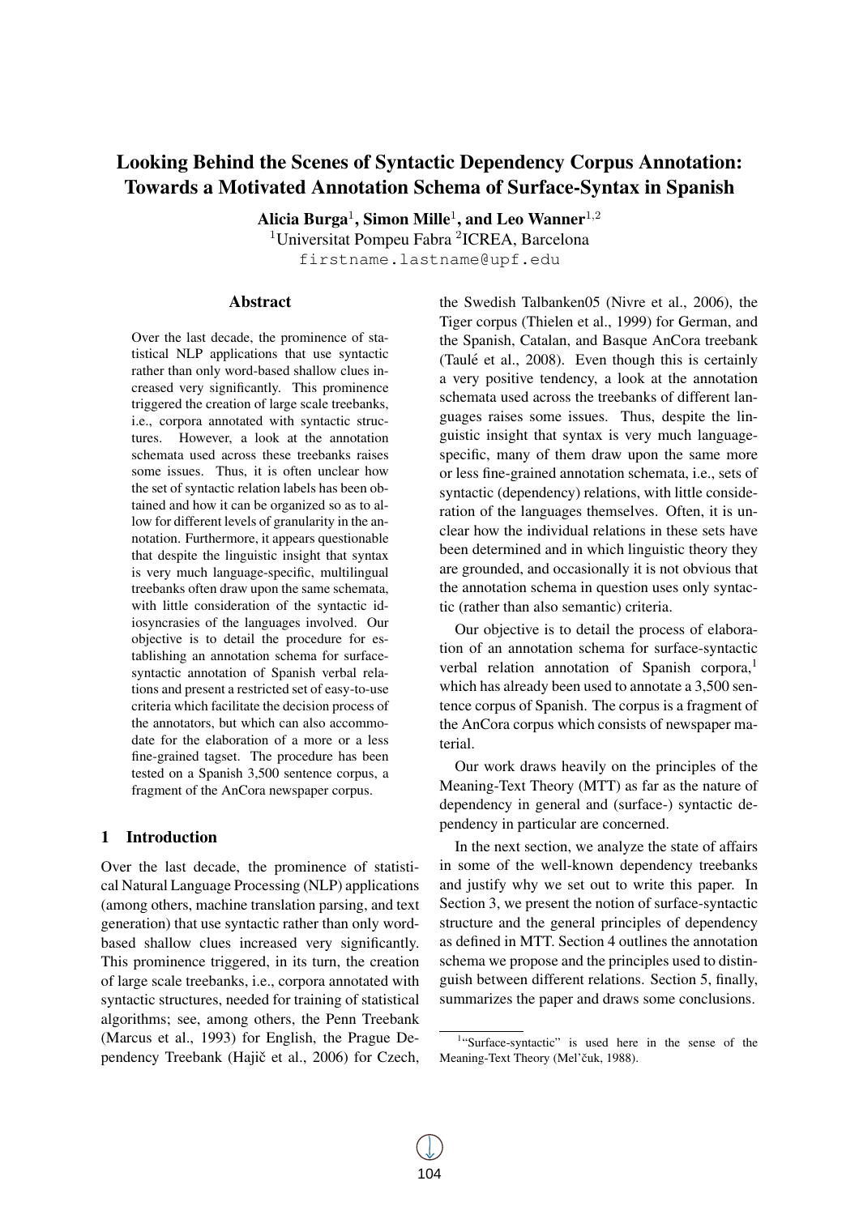# Looking Behind the Scenes of Syntactic Dependency Corpus Annotation: Towards a Motivated Annotation Schema of Surface-Syntax in Spanish

**Alicia Burga**[1], **Simon Mille**[1], **and Leo Wanner**[1,2]

[1]Universitat Pompeu Fabra [2]ICREA, Barcelona

firstname.lastname@upf.edu

## Abstract

Over the last decade, the prominence of statistical NLP applications that use syntactic rather than only word-based shallow clues increased very significantly. This prominence triggered the creation of large scale treebanks, i.e., corpora annotated with syntactic structures. However, a look at the annotation schemata used across these treebanks raises some issues. Thus, it is often unclear how the set of syntactic relation labels has been obtained and how it can be organized so as to allow for different levels of granularity in the annotation. Furthermore, it appears questionable that despite the linguistic insight that syntax is very much language-specific, multilingual treebanks often draw upon the same schemata, with little consideration of the syntactic idiosyncrasies of the languages involved. Our objective is to detail the procedure for establishing an annotation schema for surface-syntactic annotation of Spanish verbal relations and present a restricted set of easy-to-use criteria which facilitate the decision process of the annotators, but which can also accommodate for the elaboration of a more or a less fine-grained tagset. The procedure has been tested on a Spanish 3,500 sentence corpus, a fragment of the AnCora newspaper corpus.

## 1 Introduction

Over the last decade, the prominence of statistical Natural Language Processing (NLP) applications (among others, machine translation parsing, and text generation) that use syntactic rather than only word-based shallow clues increased very significantly. This prominence triggered, in its turn, the creation of large scale treebanks, i.e., corpora annotated with syntactic structures, needed for training of statistical algorithms; see, among others, the Penn Treebank (Marcus et al., 1993) for English, the Prague Dependency Treebank (Hajič et al., 2006) for Czech, the Swedish Talbanken05 (Nivre et al., 2006), the Tiger corpus (Thielen et al., 1999) for German, and the Spanish, Catalan, and Basque AnCora treebank (Taulé et al., 2008). Even though this is certainly a very positive tendency, a look at the annotation schemata used across the treebanks of different languages raises some issues. Thus, despite the linguistic insight that syntax is very much language-specific, many of them draw upon the same more or less fine-grained annotation schemata, i.e., sets of syntactic (dependency) relations, with little consideration of the languages themselves. Often, it is unclear how the individual relations in these sets have been determined and in which linguistic theory they are grounded, and occasionally it is not obvious that the annotation schema in question uses only syntactic (rather than also semantic) criteria.

Our objective is to detail the process of elaboration of an annotation schema for surface-syntactic verbal relation annotation of Spanish corpora,[1] which has already been used to annotate a 3,500 sentence corpus of Spanish. The corpus is a fragment of the AnCora corpus which consists of newspaper material.

Our work draws heavily on the principles of the Meaning-Text Theory (MTT) as far as the nature of dependency in general and (surface-) syntactic dependency in particular are concerned.

In the next section, we analyze the state of affairs in some of the well-known dependency treebanks and justify why we set out to write this paper. In Section 3, we present the notion of surface-syntactic structure and the general principles of dependency as defined in MTT. Section 4 outlines the annotation schema we propose and the principles used to distinguish between different relations. Section 5, finally, summarizes the paper and draws some conclusions.

[1]"Surface-syntactic" is used here in the sense of the Meaning-Text Theory (Mel'čuk, 1988).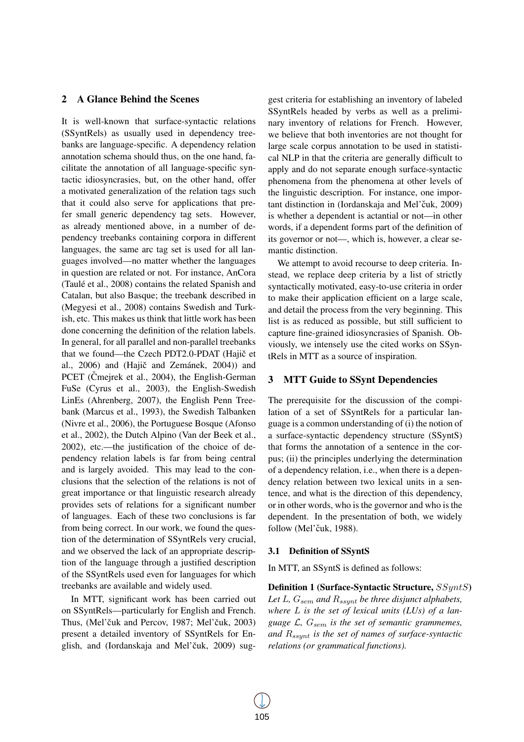## 2 A Glance Behind the Scenes

It is well-known that surface-syntactic relations (SSyntRels) as usually used in dependency treebanks are language-specific. A dependency relation annotation schema should thus, on the one hand, facilitate the annotation of all language-specific syntactic idiosyncrasies, but, on the other hand, offer a motivated generalization of the relation tags such that it could also serve for applications that prefer small generic dependency tag sets. However, as already mentioned above, in a number of dependency treebanks containing corpora in different languages, the same arc tag set is used for all languages involved—no matter whether the languages in question are related or not. For instance, AnCora (Taulé et al., 2008) contains the related Spanish and Catalan, but also Basque; the treebank described in (Megyesi et al., 2008) contains Swedish and Turkish, etc. This makes us think that little work has been done concerning the definition of the relation labels. In general, for all parallel and non-parallel treebanks that we found—the Czech PDT2.0-PDAT (Hajič et al., 2006) and (Hajič and Zemánek, 2004)) and PCET (Čmejrek et al., 2004), the English-German FuSe (Cyrus et al., 2003), the English-Swedish LinEs (Ahrenberg, 2007), the English Penn Treebank (Marcus et al., 1993), the Swedish Talbanken (Nivre et al., 2006), the Portuguese Bosque (Afonso et al., 2002), the Dutch Alpino (Van der Beek et al., 2002), etc.—the justification of the choice of dependency relation labels is far from being central and is largely avoided. This may lead to the conclusions that the selection of the relations is not of great importance or that linguistic research already provides sets of relations for a significant number of languages. Each of these two conclusions is far from being correct. In our work, we found the question of the determination of SSyntRels very crucial, and we observed the lack of an appropriate description of the language through a justified description of the SSyntRels used even for languages for which treebanks are available and widely used.

In MTT, significant work has been carried out on SSyntRels—particularly for English and French. Thus, (Mel'čuk and Percov, 1987; Mel'čuk, 2003) present a detailed inventory of SSyntRels for English, and (Iordanskaja and Mel'čuk, 2009) suggest criteria for establishing an inventory of labeled SSyntRels headed by verbs as well as a preliminary inventory of relations for French. However, we believe that both inventories are not thought for large scale corpus annotation to be used in statistical NLP in that the criteria are generally difficult to apply and do not separate enough surface-syntactic phenomena from the phenomena at other levels of the linguistic description. For instance, one important distinction in (Iordanskaja and Mel'čuk, 2009) is whether a dependent is actantial or not—in other words, if a dependent forms part of the definition of its governor or not—, which is, however, a clear semantic distinction.

We attempt to avoid recourse to deep criteria. Instead, we replace deep criteria by a list of strictly syntactically motivated, easy-to-use criteria in order to make their application efficient on a large scale, and detail the process from the very beginning. This list is as reduced as possible, but still sufficient to capture fine-grained idiosyncrasies of Spanish. Obviously, we intensely use the cited works on SSyntRels in MTT as a source of inspiration.

## 3 MTT Guide to SSynt Dependencies

The prerequisite for the discussion of the compilation of a set of SSyntRels for a particular language is a common understanding of (i) the notion of a surface-syntactic dependency structure (SSyntS) that forms the annotation of a sentence in the corpus; (ii) the principles underlying the determination of a dependency relation, i.e., when there is a dependency relation between two lexical units in a sentence, and what is the direction of this dependency, or in other words, who is the governor and who is the dependent. In the presentation of both, we widely follow (Mel'čuk, 1988).

### 3.1 Definition of SSyntS

In MTT, an SSyntS is defined as follows:

**Definition 1 (Surface-Syntactic Structure, $SSyntS$)** *Let $L$, $G_{sem}$ and $R_{ssynt}$ be three disjunct alphabets, where $L$ is the set of lexical units (LUs) of a language $\mathcal{L}$, $G_{sem}$ is the set of semantic grammemes, and $R_{ssynt}$ is the set of names of surface-syntactic relations (or grammatical functions).*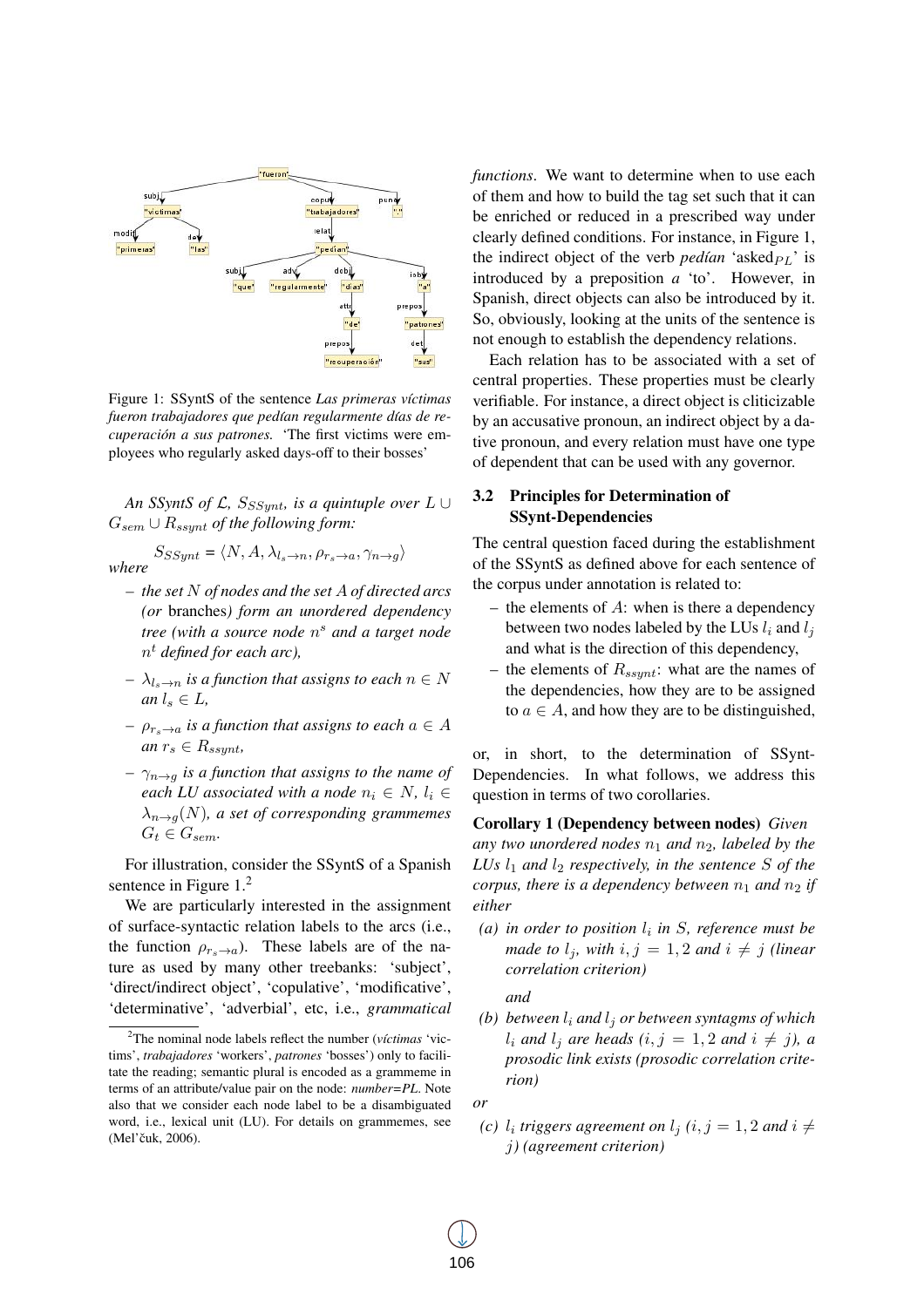Figure 1: SSyntS of the sentence *Las primeras víctimas fueron trabajadores que pedían regularmente días de recuperación a sus patrones.* 'The first victims were employees who regularly asked days-off to their bosses'

*An SSyntS of $\mathcal{L}$, $S_{SSynt}$, is a quintuple over $L \cup G_{sem} \cup R_{ssynt}$ of the following form:*

$$S_{SSynt} = \langle N, A, \lambda_{l_s \to n}, \rho_{r_s \to a}, \gamma_{n \to g} \rangle$$

*where*

- *the set $N$ of nodes and the set $A$ of directed arcs (or* branches*) form an unordered dependency tree (with a source node $n^s$ and a target node $n^t$ defined for each arc),*
- *$\lambda_{l_s \to n}$ is a function that assigns to each $n \in N$ an $l_s \in L$,*
- *$\rho_{r_s \to a}$ is a function that assigns to each $a \in A$ an $r_s \in R_{ssynt}$,*
- *$\gamma_{n \to g}$ is a function that assigns to the name of each LU associated with a node $n_i \in N$, $l_i \in \lambda_{n \to g}(N)$, a set of corresponding grammemes $G_t \in G_{sem}$.*

For illustration, consider the SSyntS of a Spanish sentence in Figure 1.[2]

We are particularly interested in the assignment of surface-syntactic relation labels to the arcs (i.e., the function $\rho_{r_s \to a}$). These labels are of the nature as used by many other treebanks: 'subject', 'direct/indirect object', 'copulative', 'modificative', 'determinative', 'adverbial', etc, i.e., *grammatical functions*. We want to determine when to use each of them and how to build the tag set such that it can be enriched or reduced in a prescribed way under clearly defined conditions. For instance, in Figure 1, the indirect object of the verb *pedían* 'asked$_{PL}$' is introduced by a preposition *a* 'to'. However, in Spanish, direct objects can also be introduced by it. So, obviously, looking at the units of the sentence is not enough to establish the dependency relations.

Each relation has to be associated with a set of central properties. These properties must be clearly verifiable. For instance, a direct object is cliticizable by an accusative pronoun, an indirect object by a dative pronoun, and every relation must have one type of dependent that can be used with any governor.

[2]The nominal node labels reflect the number (*víctimas* 'victims', *trabajadores* 'workers', *patrones* 'bosses') only to facilitate the reading; semantic plural is encoded as a grammeme in terms of an attribute/value pair on the node: *number=PL*. Note also that we consider each node label to be a disambiguated word, i.e., lexical unit (LU). For details on grammemes, see (Mel'čuk, 2006).

### 3.2 Principles for Determination of SSynt-Dependencies

The central question faced during the establishment of the SSyntS as defined above for each sentence of the corpus under annotation is related to:

- the elements of $A$: when is there a dependency between two nodes labeled by the LUs $l_i$ and $l_j$ and what is the direction of this dependency,
- the elements of $R_{ssynt}$: what are the names of the dependencies, how they are to be assigned to $a \in A$, and how they are to be distinguished,

or, in short, to the determination of SSynt-Dependencies. In what follows, we address this question in terms of two corollaries.

**Corollary 1 (Dependency between nodes)** *Given any two unordered nodes $n_1$ and $n_2$, labeled by the LUs $l_1$ and $l_2$ respectively, in the sentence $S$ of the corpus, there is a dependency between $n_1$ and $n_2$ if either*

*(a) in order to position $l_i$ in $S$, reference must be made to $l_j$, with $i, j = 1, 2$ and $i \neq j$ (linear correlation criterion)*

*and*

*(b) between $l_i$ and $l_j$ or between syntagms of which $l_i$ and $l_j$ are heads ($i, j = 1, 2$ and $i \neq j$), a prosodic link exists (prosodic correlation criterion)*

*or*

*(c) $l_i$ triggers agreement on $l_j$ ($i, j = 1, 2$ and $i \neq j$) (agreement criterion)*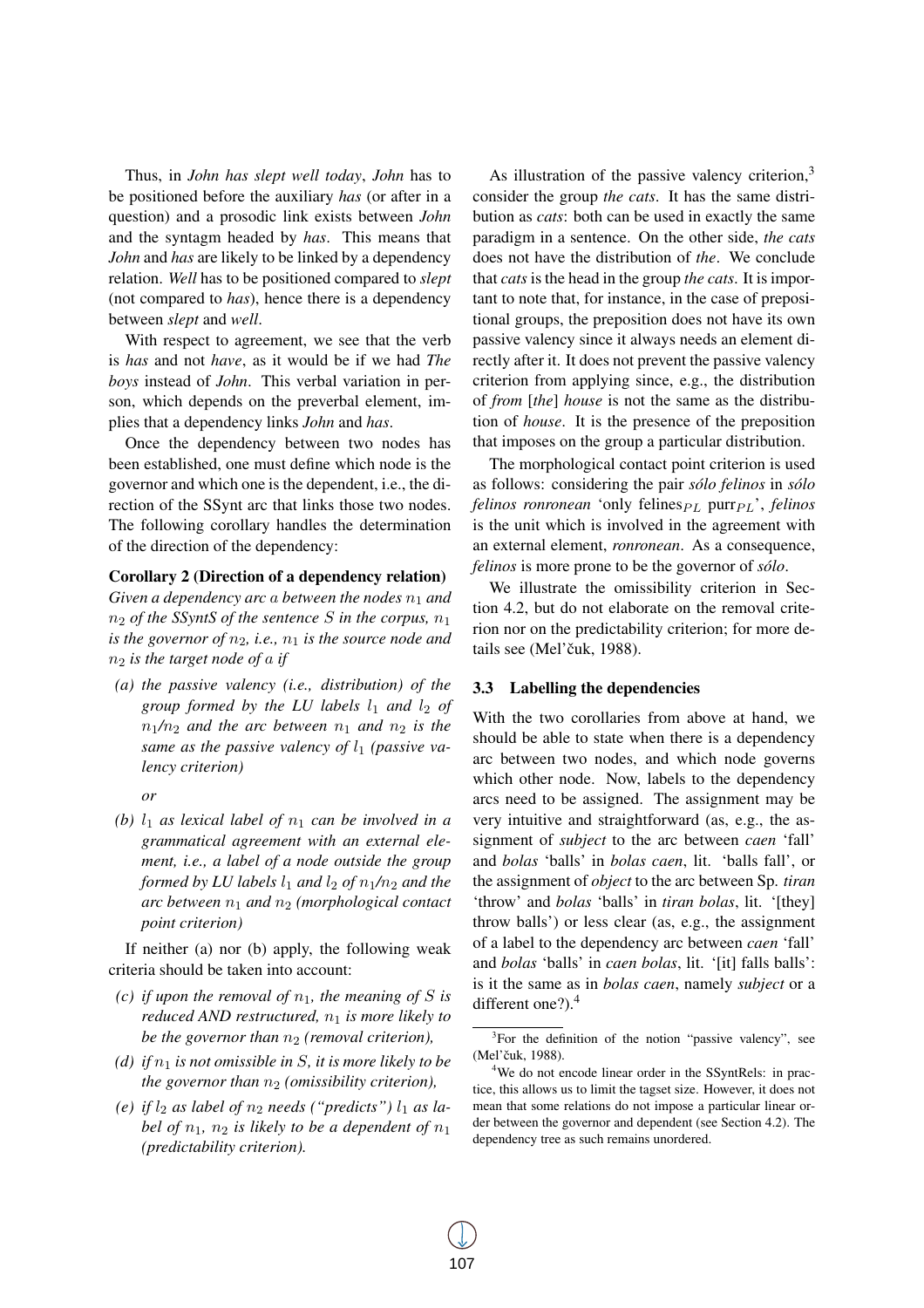Thus, in *John has slept well today*, *John* has to be positioned before the auxiliary *has* (or after in a question) and a prosodic link exists between *John* and the syntagm headed by *has*. This means that *John* and *has* are likely to be linked by a dependency relation. *Well* has to be positioned compared to *slept* (not compared to *has*), hence there is a dependency between *slept* and *well*.

With respect to agreement, we see that the verb is *has* and not *have*, as it would be if we had *The boys* instead of *John*. This verbal variation in person, which depends on the preverbal element, implies that a dependency links *John* and *has*.

Once the dependency between two nodes has been established, one must define which node is the governor and which one is the dependent, i.e., the direction of the SSynt arc that links those two nodes. The following corollary handles the determination of the direction of the dependency:

**Corollary 2 (Direction of a dependency relation)** *Given a dependency arc $a$ between the nodes $n_1$ and $n_2$ of the SSyntS of the sentence $S$ in the corpus, $n_1$ is the governor of $n_2$, i.e., $n_1$ is the source node and $n_2$ is the target node of $a$ if*

*(a) the passive valency (i.e., distribution) of the group formed by the LU labels $l_1$ and $l_2$ of $n_1$/$n_2$ and the arc between $n_1$ and $n_2$ is the same as the passive valency of $l_1$ (passive valency criterion)*

*or*

*(b) $l_1$ as lexical label of $n_1$ can be involved in a grammatical agreement with an external element, i.e., a label of a node outside the group formed by LU labels $l_1$ and $l_2$ of $n_1$/$n_2$ and the arc between $n_1$ and $n_2$ (morphological contact point criterion)*

If neither (a) nor (b) apply, the following weak criteria should be taken into account:

*(c) if upon the removal of $n_1$, the meaning of $S$ is reduced AND restructured, $n_1$ is more likely to be the governor than $n_2$ (removal criterion),*

*(d) if $n_1$ is not omissible in $S$, it is more likely to be the governor than $n_2$ (omissibility criterion),*

*(e) if $l_2$ as label of $n_2$ needs ("predicts") $l_1$ as label of $n_1$, $n_2$ is likely to be a dependent of $n_1$ (predictability criterion).*

As illustration of the passive valency criterion,[3] consider the group *the cats*. It has the same distribution as *cats*: both can be used in exactly the same paradigm in a sentence. On the other side, *the cats* does not have the distribution of *the*. We conclude that *cats* is the head in the group *the cats*. It is important to note that, for instance, in the case of prepositional groups, the preposition does not have its own passive valency since it always needs an element directly after it. It does not prevent the passive valency criterion from applying since, e.g., the distribution of *from* [*the*] *house* is not the same as the distribution of *house*. It is the presence of the preposition that imposes on the group a particular distribution.

The morphological contact point criterion is used as follows: considering the pair *sólo felinos* in *sólo felinos ronronean* 'only felines$_{PL}$ purr$_{PL}$', *felinos* is the unit which is involved in the agreement with an external element, *ronronean*. As a consequence, *felinos* is more prone to be the governor of *sólo*.

We illustrate the omissibility criterion in Section 4.2, but do not elaborate on the removal criterion nor on the predictability criterion; for more details see (Mel'čuk, 1988).

### 3.3 Labelling the dependencies

With the two corollaries from above at hand, we should be able to state when there is a dependency arc between two nodes, and which node governs which other node. Now, labels to the dependency arcs need to be assigned. The assignment may be very intuitive and straightforward (as, e.g., the assignment of ***subject*** to the arc between *caen* 'fall' and *bolas* 'balls' in *bolas caen*, lit. 'balls fall', or the assignment of ***object*** to the arc between Sp. *tiran* 'throw' and *bolas* 'balls' in *tiran bolas*, lit. '[they] throw balls') or less clear (as, e.g., the assignment of a label to the dependency arc between *caen* 'fall' and *bolas* 'balls' in *caen bolas*, lit. '[it] falls balls': is it the same as in *bolas caen*, namely *subject* or a different one?).[4]

[3] For the definition of the notion "passive valency", see (Mel'čuk, 1988).

[4] We do not encode linear order in the SSyntRels: in practice, this allows us to limit the tagset size. However, it does not mean that some relations do not impose a particular linear order between the governor and dependent (see Section 4.2). The dependency tree as such remains unordered.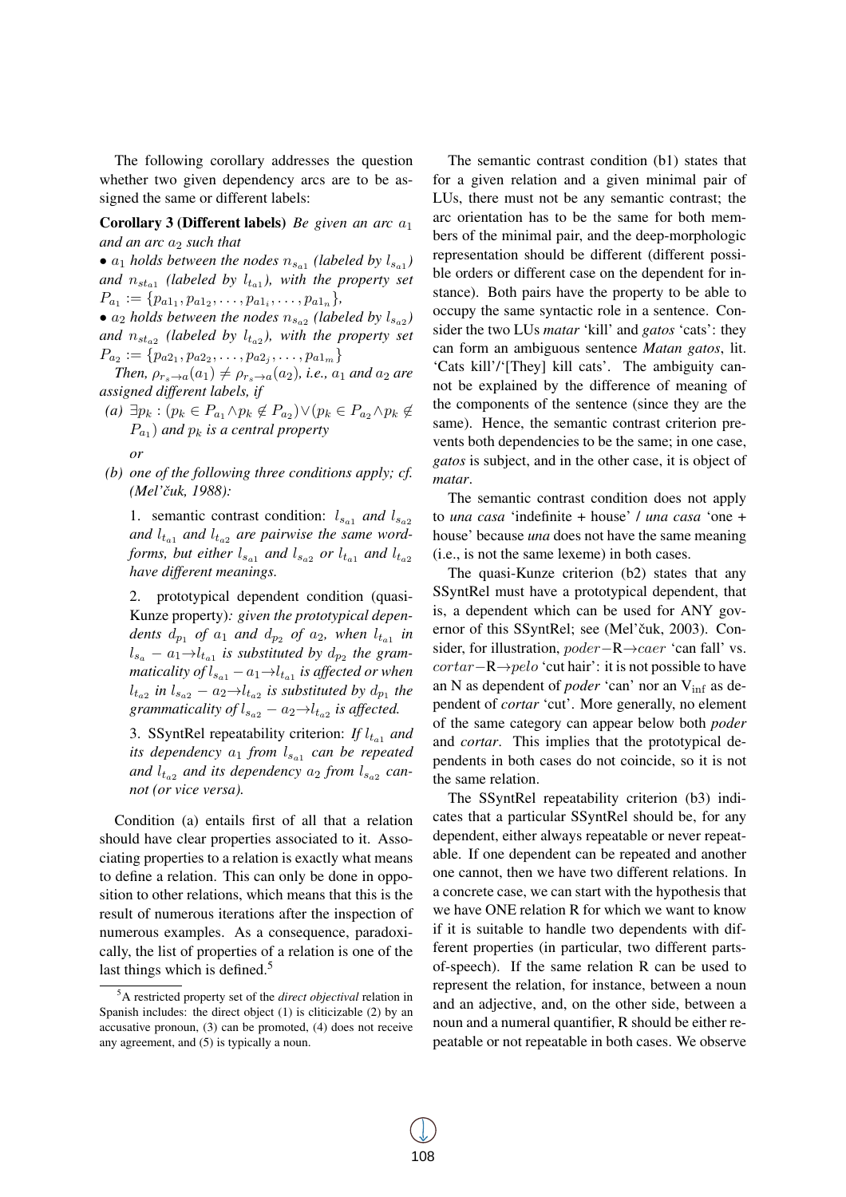The following corollary addresses the question whether two given dependency arcs are to be assigned the same or different labels:

**Corollary 3 (Different labels)** *Be given an arc* $a_1$ *and an arc* $a_2$ *such that*

- $a_1$ *holds between the nodes* $n_{s_{a1}}$ *(labeled by* $l_{s_{a1}}$*) and* $n_{st_{a1}}$ *(labeled by* $l_{t_{a1}}$*), with the property set* $P_{a_1} := \{p_{a1_1}, p_{a1_2}, \ldots, p_{a1_i}, \ldots, p_{a1_n}\}$,
- $a_2$ *holds between the nodes* $n_{s_{a2}}$ *(labeled by* $l_{s_{a2}}$*) and* $n_{st_{a2}}$ *(labeled by* $l_{t_{a2}}$*), with the property set* $P_{a_2} := \{p_{a2_1}, p_{a2_2}, \ldots, p_{a2_j}, \ldots, p_{a1_m}\}$

*Then,* $\rho_{r_s \to a}(a_1) \neq \rho_{r_s \to a}(a_2)$*, i.e.,* $a_1$ *and* $a_2$ *are assigned different labels, if*

*(a)* $\exists p_k : (p_k \in P_{a_1} \wedge p_k \notin P_{a_2}) \vee (p_k \in P_{a_2} \wedge p_k \notin P_{a_1})$ *and* $p_k$ *is a central property*

*or*

*(b) one of the following three conditions apply; cf. (Mel'čuk, 1988):*

1. semantic contrast condition: $l_{s_{a1}}$ *and* $l_{s_{a2}}$ *and* $l_{t_{a1}}$ *and* $l_{t_{a2}}$ *are pairwise the same wordforms, but either* $l_{s_{a1}}$ *and* $l_{s_{a2}}$ *or* $l_{t_{a1}}$ *and* $l_{t_{a2}}$ *have different meanings.*

2. prototypical dependent condition (quasi-Kunze property)*: given the prototypical dependents* $d_{p_1}$ *of* $a_1$ *and* $d_{p_2}$ *of* $a_2$*, when* $l_{t_{a1}}$ *in* $l_{s_a} - a_1 \rightarrow l_{t_{a1}}$ *is substituted by* $d_{p_2}$ *the grammaticality of* $l_{s_{a1}} - a_1 \rightarrow l_{t_{a1}}$ *is affected or when* $l_{t_{a2}}$ *in* $l_{s_{a2}} - a_2 \rightarrow l_{t_{a2}}$ *is substituted by* $d_{p_1}$ *the grammaticality of* $l_{s_{a2}} - a_2 \rightarrow l_{t_{a2}}$ *is affected.*

3. SSyntRel repeatability criterion: *If* $l_{t_{a1}}$ *and its dependency* $a_1$ *from* $l_{s_{a1}}$ *can be repeated and* $l_{t_{a2}}$ *and its dependency* $a_2$ *from* $l_{s_{a2}}$ *cannot (or vice versa).*

Condition (a) entails first of all that a relation should have clear properties associated to it. Associating properties to a relation is exactly what means to define a relation. This can only be done in opposition to other relations, which means that this is the result of numerous iterations after the inspection of numerous examples. As a consequence, paradoxically, the list of properties of a relation is one of the last things which is defined.[5]

The semantic contrast condition (b1) states that for a given relation and a given minimal pair of LUs, there must not be any semantic contrast; the arc orientation has to be the same for both members of the minimal pair, and the deep-morphologic representation should be different (different possible orders or different case on the dependent for instance). Both pairs have the property to be able to occupy the same syntactic role in a sentence. Consider the two LUs *matar* 'kill' and *gatos* 'cats': they can form an ambiguous sentence *Matan gatos*, lit. 'Cats kill'/'[They] kill cats'. The ambiguity cannot be explained by the difference of meaning of the components of the sentence (since they are the same). Hence, the semantic contrast criterion prevents both dependencies to be the same; in one case, *gatos* is subject, and in the other case, it is object of *matar*.

The semantic contrast condition does not apply to *una casa* 'indefinite + house' / *una casa* 'one + house' because *una* does not have the same meaning (i.e., is not the same lexeme) in both cases.

The quasi-Kunze criterion (b2) states that any SSyntRel must have a prototypical dependent, that is, a dependent which can be used for ANY governor of this SSyntRel; see (Mel'čuk, 2003). Consider, for illustration, $poder{-}\mathrm{R}{\rightarrow}caer$ 'can fall' vs. $cortar{-}\mathrm{R}{\rightarrow}pelo$ 'cut hair': it is not possible to have an N as dependent of *poder* 'can' nor an $\mathrm{V_{inf}}$ as dependent of *cortar* 'cut'. More generally, no element of the same category can appear below both *poder* and *cortar*. This implies that the prototypical dependents in both cases do not coincide, so it is not the same relation.

The SSyntRel repeatability criterion (b3) indicates that a particular SSyntRel should be, for any dependent, either always repeatable or never repeatable. If one dependent can be repeated and another one cannot, then we have two different relations. In a concrete case, we can start with the hypothesis that we have ONE relation R for which we want to know if it is suitable to handle two dependents with different properties (in particular, two different parts-of-speech). If the same relation R can be used to represent the relation, for instance, between a noun and an adjective, and, on the other side, between a noun and a numeral quantifier, R should be either repeatable or not repeatable in both cases. We observe

[5] A restricted property set of the *direct objectival* relation in Spanish includes: the direct object (1) is cliticizable (2) by an accusative pronoun, (3) can be promoted, (4) does not receive any agreement, and (5) is typically a noun.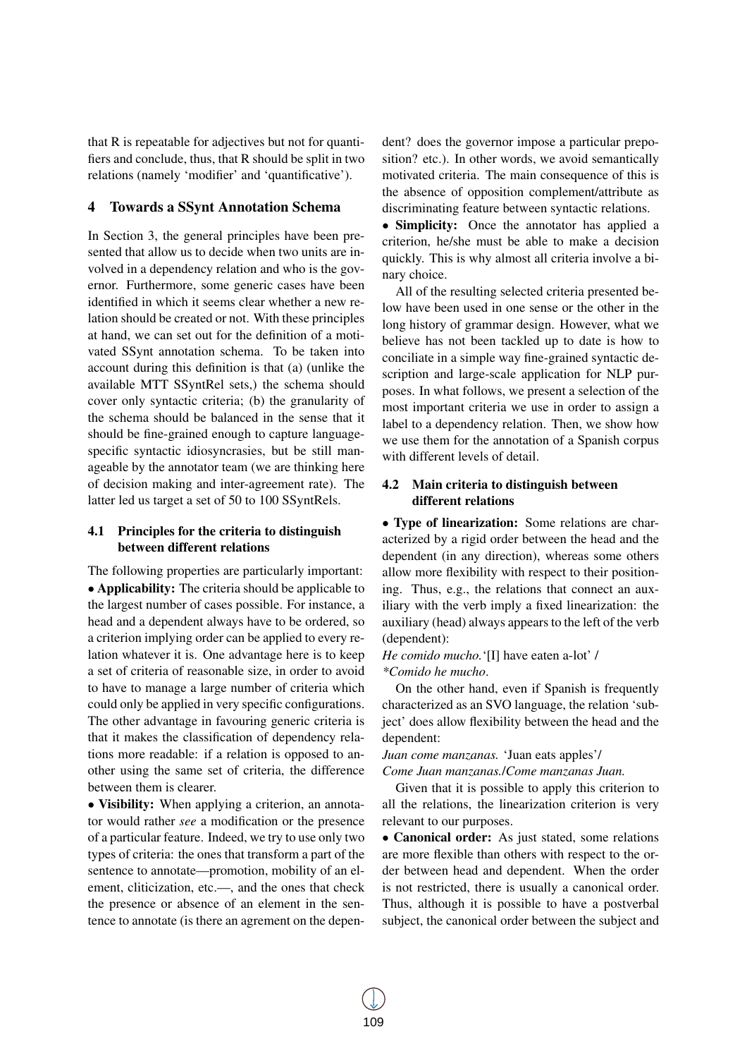that R is repeatable for adjectives but not for quantifiers and conclude, thus, that R should be split in two relations (namely 'modifier' and 'quantificative').

## 4 Towards a SSynt Annotation Schema

In Section 3, the general principles have been presented that allow us to decide when two units are involved in a dependency relation and who is the governor. Furthermore, some generic cases have been identified in which it seems clear whether a new relation should be created or not. With these principles at hand, we can set out for the definition of a motivated SSynt annotation schema. To be taken into account during this definition is that (a) (unlike the available MTT SSyntRel sets,) the schema should cover only syntactic criteria; (b) the granularity of the schema should be balanced in the sense that it should be fine-grained enough to capture language-specific syntactic idiosyncrasies, but be still manageable by the annotator team (we are thinking here of decision making and inter-agreement rate). The latter led us target a set of 50 to 100 SSyntRels.

### 4.1 Principles for the criteria to distinguish between different relations

The following properties are particularly important:

• **Applicability:** The criteria should be applicable to the largest number of cases possible. For instance, a head and a dependent always have to be ordered, so a criterion implying order can be applied to every relation whatever it is. One advantage here is to keep a set of criteria of reasonable size, in order to avoid to have to manage a large number of criteria which could only be applied in very specific configurations. The other advantage in favouring generic criteria is that it makes the classification of dependency relations more readable: if a relation is opposed to another using the same set of criteria, the difference between them is clearer.

• **Visibility:** When applying a criterion, an annotator would rather *see* a modification or the presence of a particular feature. Indeed, we try to use only two types of criteria: the ones that transform a part of the sentence to annotate—promotion, mobility of an element, cliticization, etc.—, and the ones that check the presence or absence of an element in the sentence to annotate (is there an agrement on the dependent? does the governor impose a particular preposition? etc.). In other words, we avoid semantically motivated criteria. The main consequence of this is the absence of opposition complement/attribute as discriminating feature between syntactic relations.

• **Simplicity:** Once the annotator has applied a criterion, he/she must be able to make a decision quickly. This is why almost all criteria involve a binary choice.

All of the resulting selected criteria presented below have been used in one sense or the other in the long history of grammar design. However, what we believe has not been tackled up to date is how to conciliate in a simple way fine-grained syntactic description and large-scale application for NLP purposes. In what follows, we present a selection of the most important criteria we use in order to assign a label to a dependency relation. Then, we show how we use them for the annotation of a Spanish corpus with different levels of detail.

### 4.2 Main criteria to distinguish between different relations

• **Type of linearization:** Some relations are characterized by a rigid order between the head and the dependent (in any direction), whereas some others allow more flexibility with respect to their positioning. Thus, e.g., the relations that connect an auxiliary with the verb imply a fixed linearization: the auxiliary (head) always appears to the left of the verb (dependent):

*He comido mucho.*'[I] have eaten a-lot' /
*\*Comido he mucho*.

On the other hand, even if Spanish is frequently characterized as an SVO language, the relation 'subject' does allow flexibility between the head and the dependent:

*Juan come manzanas.* 'Juan eats apples'/
*Come Juan manzanas.*/*Come manzanas Juan.*

Given that it is possible to apply this criterion to all the relations, the linearization criterion is very relevant to our purposes.

• **Canonical order:** As just stated, some relations are more flexible than others with respect to the order between head and dependent. When the order is not restricted, there is usually a canonical order. Thus, although it is possible to have a postverbal subject, the canonical order between the subject and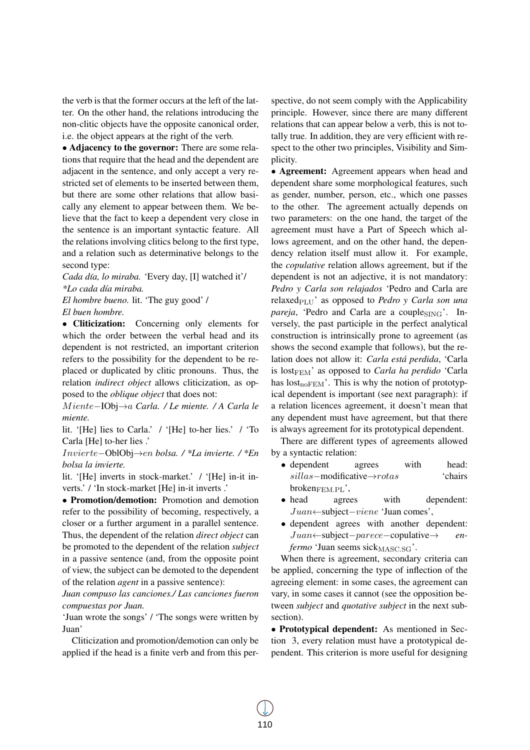the verb is that the former occurs at the left of the latter. On the other hand, the relations introducing the non-clitic objects have the opposite canonical order, i.e. the object appears at the right of the verb.

• **Adjacency to the governor:** There are some relations that require that the head and the dependent are adjacent in the sentence, and only accept a very restricted set of elements to be inserted between them, but there are some other relations that allow basically any element to appear between them. We believe that the fact to keep a dependent very close in the sentence is an important syntactic feature. All the relations involving clitics belong to the first type, and a relation such as determinative belongs to the second type:

*Cada día, lo miraba.* 'Every day, [I] watched it'/ *\*Lo cada día miraba.*

*El hombre bueno.* lit. 'The guy good' / *El buen hombre.*

• **Cliticization:** Concerning only elements for which the order between the verbal head and its dependent is not restricted, an important criterion refers to the possibility for the dependent to be replaced or duplicated by clitic pronouns. Thus, the relation *indirect object* allows cliticization, as opposed to the *oblique object* that does not:

$Miente$−IObj→$a$ *Carla. / Le miente. / A Carla le miente.*

lit. '[He] lies to Carla.' / '[He] to-her lies.' / 'To Carla [He] to-her lies .'

$Invierte$−OblObj→$en$ *bolsa. / \*La invierte. / \*En bolsa la invierte.*

lit. '[He] inverts in stock-market.' / '[He] in-it inverts.' / 'In stock-market [He] in-it inverts .'

• **Promotion/demotion:** Promotion and demotion refer to the possibility of becoming, respectively, a closer or a further argument in a parallel sentence. Thus, the dependent of the relation *direct object* can be promoted to the dependent of the relation *subject* in a passive sentence (and, from the opposite point of view, the subject can be demoted to the dependent of the relation *agent* in a passive sentence):

*Juan compuso las canciones./ Las canciones fueron compuestas por Juan.*

'Juan wrote the songs' / 'The songs were written by Juan'

Cliticization and promotion/demotion can only be applied if the head is a finite verb and from this perspective, do not seem comply with the Applicability principle. However, since there are many different relations that can appear below a verb, this is not totally true. In addition, they are very efficient with respect to the other two principles, Visibility and Simplicity.

• **Agreement:** Agreement appears when head and dependent share some morphological features, such as gender, number, person, etc., which one passes to the other. The agreement actually depends on two parameters: on the one hand, the target of the agreement must have a Part of Speech which allows agreement, and on the other hand, the dependency relation itself must allow it. For example, the *copulative* relation allows agreement, but if the dependent is not an adjective, it is not mandatory: *Pedro y Carla son relajados* 'Pedro and Carla are relaxed$_{\mathrm{PLU}}$' as opposed to *Pedro y Carla son una pareja*, 'Pedro and Carla are a couple$_{\mathrm{SING}}$'. Inversely, the past participle in the perfect analytical construction is intrinsically prone to agreement (as shows the second example that follows), but the relation does not allow it: *Carla está perdida*, 'Carla is lost$_{\mathrm{FEM}}$' as opposed to *Carla ha perdido* 'Carla has lost$_{\mathrm{noFEM}}$'. This is why the notion of prototypical dependent is important (see next paragraph): if a relation licences agreement, it doesn't mean that any dependent must have agreement, but that there is always agreement for its prototypical dependent.

There are different types of agreements allowed by a syntactic relation:

- dependent agrees with head: $sillas$−modificative→$rotas$ 'chairs broken$_{\mathrm{FEM.PL}}$',
- head agrees with dependent: $Juan$←subject−$viene$ 'Juan comes',
- dependent agrees with another dependent: $Juan$←subject−$parece$−copulative→ *enfermo* 'Juan seems sick$_{\mathrm{MASC.SG}}$'.

When there is agreement, secondary criteria can be applied, concerning the type of inflection of the agreeing element: in some cases, the agreement can vary, in some cases it cannot (see the opposition between *subject* and *quotative subject* in the next subsection).

• **Prototypical dependent:** As mentioned in Section 3, every relation must have a prototypical dependent. This criterion is more useful for designing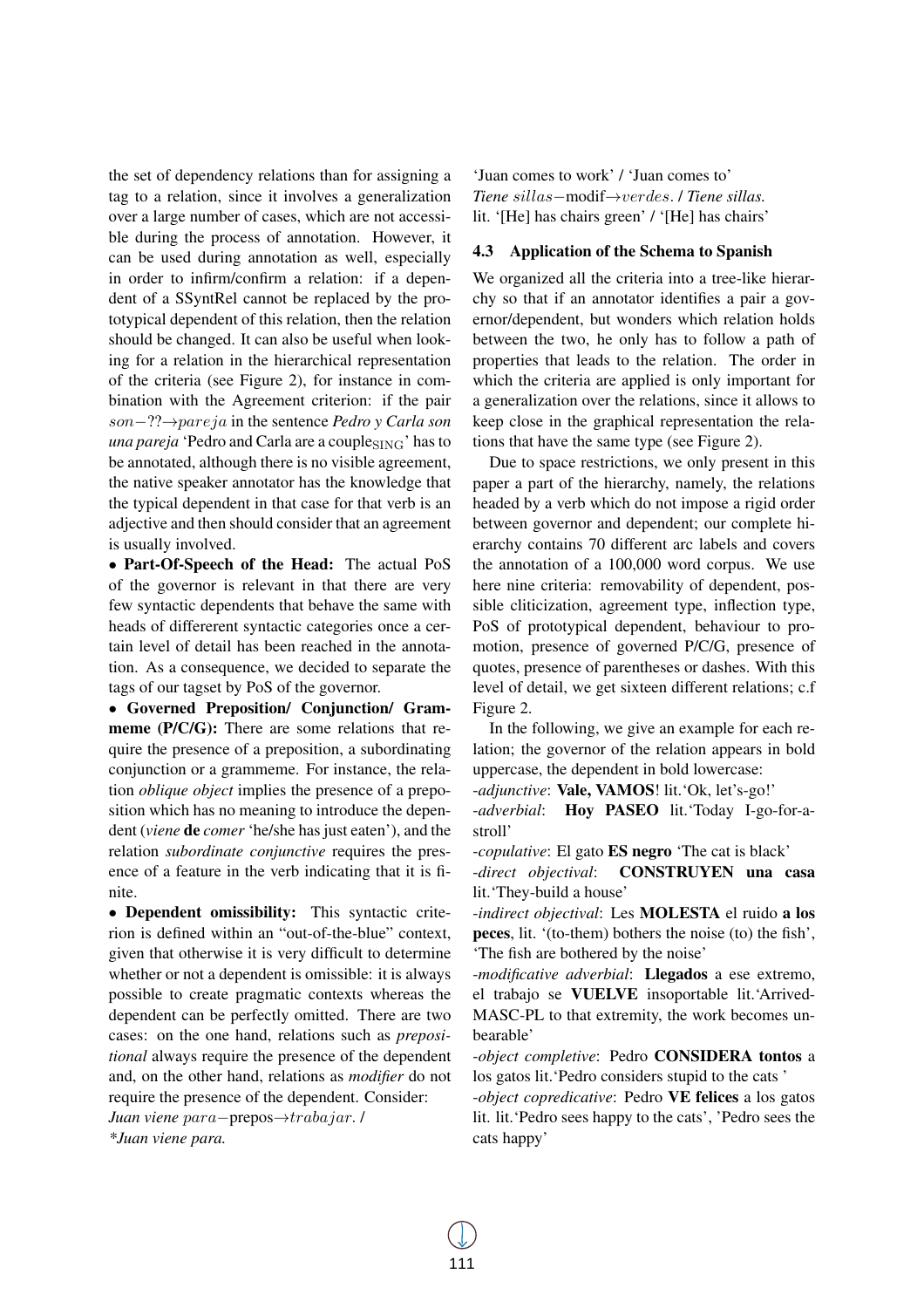the set of dependency relations than for assigning a tag to a relation, since it involves a generalization over a large number of cases, which are not accessible during the process of annotation. However, it can be used during annotation as well, especially in order to infirm/confirm a relation: if a dependent of a SSyntRel cannot be replaced by the prototypical dependent of this relation, then the relation should be changed. It can also be useful when looking for a relation in the hierarchical representation of the criteria (see Figure 2), for instance in combination with the Agreement criterion: if the pair $son$−??→$pareja$ in the sentence *Pedro y Carla son una pareja* 'Pedro and Carla are a couple$_{\mathrm{SING}}$' has to be annotated, although there is no visible agreement, the native speaker annotator has the knowledge that the typical dependent in that case for that verb is an adjective and then should consider that an agreement is usually involved.

• **Part-Of-Speech of the Head:** The actual PoS of the governor is relevant in that there are very few syntactic dependents that behave the same with heads of differerent syntactic categories once a certain level of detail has been reached in the annotation. As a consequence, we decided to separate the tags of our tagset by PoS of the governor.

• **Governed Preposition/ Conjunction/ Grammeme (P/C/G):** There are some relations that require the presence of a preposition, a subordinating conjunction or a grammeme. For instance, the relation *oblique object* implies the presence of a preposition which has no meaning to introduce the dependent (*viene* **de** *comer* 'he/she has just eaten'), and the relation *subordinate conjunctive* requires the presence of a feature in the verb indicating that it is finite.

• **Dependent omissibility:** This syntactic criterion is defined within an "out-of-the-blue" context, given that otherwise it is very difficult to determine whether or not a dependent is omissible: it is always possible to create pragmatic contexts whereas the dependent can be perfectly omitted. There are two cases: on the one hand, relations such as *prepositional* always require the presence of the dependent and, on the other hand, relations as *modifier* do not require the presence of the dependent. Consider:

*Juan viene* $para$−prepos→$trabajar$. / *\*Juan viene para.*
'Juan comes to work' / 'Juan comes to'

*Tiene* $sillas$−modif→$verdes$. / *Tiene sillas.*
lit. '[He] has chairs green' / '[He] has chairs'

### 4.3 Application of the Schema to Spanish

We organized all the criteria into a tree-like hierarchy so that if an annotator identifies a pair a governor/dependent, but wonders which relation holds between the two, he only has to follow a path of properties that leads to the relation. The order in which the criteria are applied is only important for a generalization over the relations, since it allows to keep close in the graphical representation the relations that have the same type (see Figure 2).

Due to space restrictions, we only present in this paper a part of the hierarchy, namely, the relations headed by a verb which do not impose a rigid order between governor and dependent; our complete hierarchy contains 70 different arc labels and covers the annotation of a 100,000 word corpus. We use here nine criteria: removability of dependent, possible cliticization, agreement type, inflection type, PoS of prototypical dependent, behaviour to promotion, presence of governed P/C/G, presence of quotes, presence of parentheses or dashes. With this level of detail, we get sixteen different relations; c.f Figure 2.

In the following, we give an example for each relation; the governor of the relation appears in bold uppercase, the dependent in bold lowercase:

-*adjunctive*: **Vale, VAMOS**! lit.'Ok, let's-go!'

-*adverbial*: **Hoy PASEO** lit.'Today I-go-for-a-stroll'

-*copulative*: El gato **ES negro** 'The cat is black'

-*direct objectival*: **CONSTRUYEN una casa** lit.'They-build a house'

-*indirect objectival*: Les **MOLESTA** el ruido **a los peces**, lit. '(to-them) bothers the noise (to) the fish', 'The fish are bothered by the noise'

-*modificative adverbial*: **Llegados** a ese extremo, el trabajo se **VUELVE** insoportable lit.'Arrived-MASC-PL to that extremity, the work becomes unbearable'

-*object completive*: Pedro **CONSIDERA tontos** a los gatos lit.'Pedro considers stupid to the cats '

-*object copredicative*: Pedro **VE felices** a los gatos lit. lit.'Pedro sees happy to the cats', 'Pedro sees the cats happy'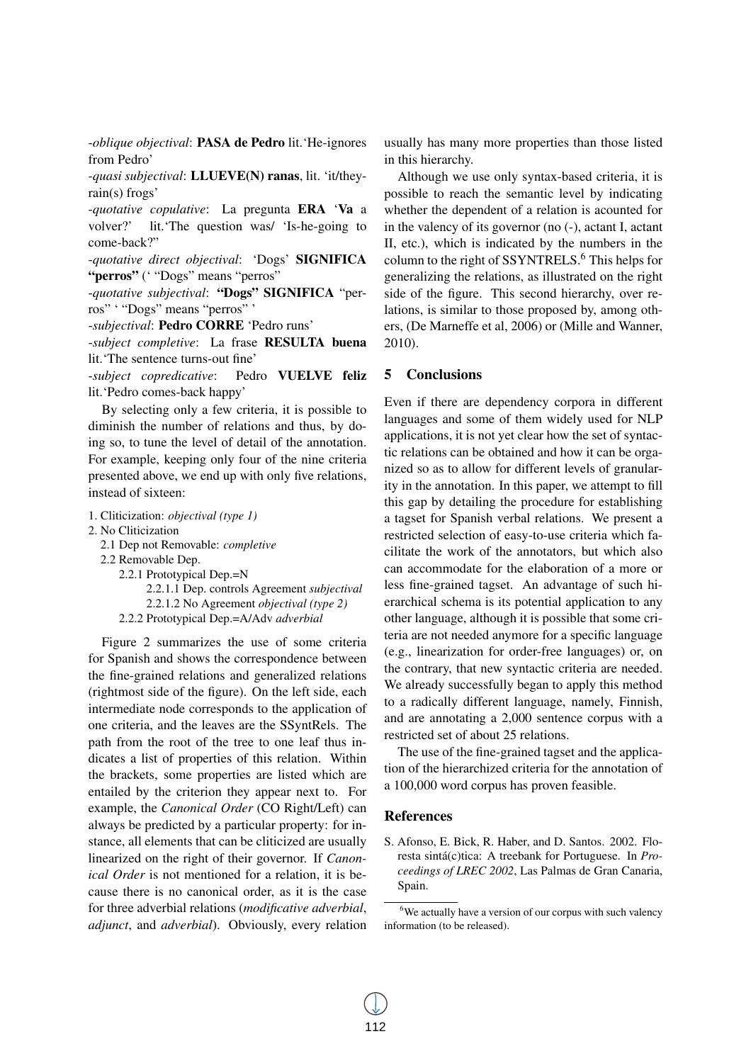-*oblique objectival*: **PASA de Pedro** lit.'He-ignores from Pedro'

-*quasi subjectival*: **LLUEVE(N) ranas**, lit. 'it/they-rain(s) frogs'

-*quotative copulative*: La pregunta **ERA** '**Va** a volver?' lit.'The question was/ 'Is-he-going to come-back?"

-*quotative direct objectival*: 'Dogs' **SIGNIFICA "perros"** (' "Dogs" means "perros"

-*quotative subjectival*: **"Dogs" SIGNIFICA** "perros" ' "Dogs" means "perros" '

-*subjectival*: **Pedro CORRE** 'Pedro runs'

-*subject completive*: La frase **RESULTA buena** lit.'The sentence turns-out fine'

-*subject copredicative*: Pedro **VUELVE feliz** lit.'Pedro comes-back happy'

By selecting only a few criteria, it is possible to diminish the number of relations and thus, by doing so, to tune the level of detail of the annotation. For example, keeping only four of the nine criteria presented above, we end up with only five relations, instead of sixteen:

1. Cliticization: *objectival (type 1)*
2. No Cliticization
   - 2.1 Dep not Removable: *completive*
   - 2.2 Removable Dep.
     - 2.2.1 Prototypical Dep.=N
       - 2.2.1.1 Dep. controls Agreement *subjectival*
       - 2.2.1.2 No Agreement *objectival (type 2)*
     - 2.2.2 Prototypical Dep.=A/Adv *adverbial*

Figure 2 summarizes the use of some criteria for Spanish and shows the correspondence between the fine-grained relations and generalized relations (rightmost side of the figure). On the left side, each intermediate node corresponds to the application of one criteria, and the leaves are the SSyntRels. The path from the root of the tree to one leaf thus indicates a list of properties of this relation. Within the brackets, some properties are listed which are entailed by the criterion they appear next to. For example, the *Canonical Order* (CO Right/Left) can always be predicted by a particular property: for instance, all elements that can be cliticized are usually linearized on the right of their governor. If *Canonical Order* is not mentioned for a relation, it is because there is no canonical order, as it is the case for three adverbial relations (*modificative adverbial*, *adjunct*, and *adverbial*). Obviously, every relation usually has many more properties than those listed in this hierarchy.

Although we use only syntax-based criteria, it is possible to reach the semantic level by indicating whether the dependent of a relation is acounted for in the valency of its governor (no (-), actant I, actant II, etc.), which is indicated by the numbers in the column to the right of SSYNTRELS.[6] This helps for generalizing the relations, as illustrated on the right side of the figure. This second hierarchy, over relations, is similar to those proposed by, among others, (De Marneffe et al, 2006) or (Mille and Wanner, 2010).

## 5 Conclusions

Even if there are dependency corpora in different languages and some of them widely used for NLP applications, it is not yet clear how the set of syntactic relations can be obtained and how it can be organized so as to allow for different levels of granularity in the annotation. In this paper, we attempt to fill this gap by detailing the procedure for establishing a tagset for Spanish verbal relations. We present a restricted selection of easy-to-use criteria which facilitate the work of the annotators, but which also can accommodate for the elaboration of a more or less fine-grained tagset. An advantage of such hierarchical schema is its potential application to any other language, although it is possible that some criteria are not needed anymore for a specific language (e.g., linearization for order-free languages) or, on the contrary, that new syntactic criteria are needed. We already successfully began to apply this method to a radically different language, namely, Finnish, and are annotating a 2,000 sentence corpus with a restricted set of about 25 relations.

The use of the fine-grained tagset and the application of the hierarchized criteria for the annotation of a 100,000 word corpus has proven feasible.

## References

S. Afonso, E. Bick, R. Haber, and D. Santos. 2002. Floresta sintá(c)tica: A treebank for Portuguese. In *Proceedings of LREC 2002*, Las Palmas de Gran Canaria, Spain.

[6]We actually have a version of our corpus with such valency information (to be released).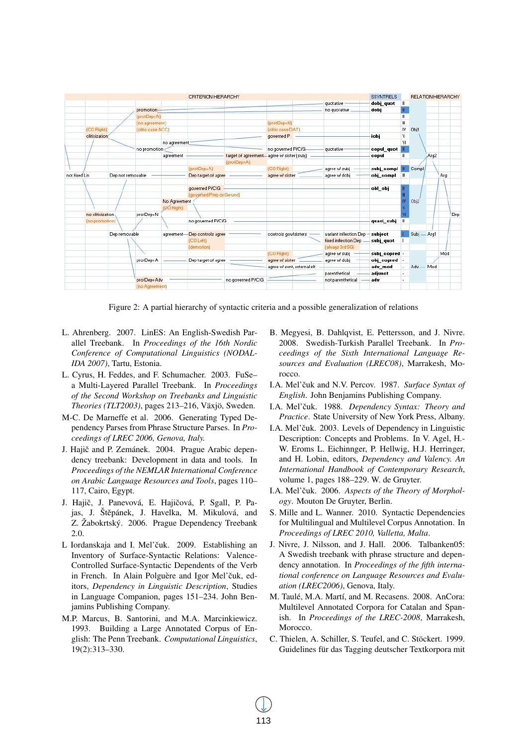Figure 2: A partial hierarchy of syntactic criteria and a possible generalization of relations

L. Ahrenberg. 2007. LinES: An English-Swedish Parallel Treebank. In *Proceedings of the 16th Nordic Conference of Computational Linguistics (NODALIDA 2007)*, Tartu, Estonia.

L. Cyrus, H. Feddes, and F. Schumacher. 2003. FuSe– a Multi-Layered Parallel Treebank. In *Proceedings of the Second Workshop on Treebanks and Linguistic Theories (TLT2003)*, pages 213–216, Växjö, Sweden.

M-C. De Marneffe et al. 2006. Generating Typed Dependency Parses from Phrase Structure Parses. In *Proceedings of LREC 2006, Genova, Italy.*

J. Hajič and P. Zemánek. 2004. Prague Arabic dependency treebank: Development in data and tools. In *Proceedings of the NEMLAR International Conference on Arabic Language Resources and Tools*, pages 110–117, Cairo, Egypt.

J. Hajič, J. Panevová, E. Hajičová, P. Sgall, P. Pajas, J. Štěpánek, J. Havelka, M. Mikulová, and Z. Žabokrtský. 2006. Prague Dependency Treebank 2.0.

L Iordanskaja and I. Mel'čuk. 2009. Establishing an Inventory of Surface-Syntactic Relations: Valence-Controlled Surface-Syntactic Dependents of the Verb in French. In Alain Polguère and Igor Mel'čuk, editors, *Dependency in Linguistic Description*, Studies in Language Companion, pages 151–234. John Benjamins Publishing Company.

M.P. Marcus, B. Santorini, and M.A. Marcinkiewicz. 1993. Building a Large Annotated Corpus of English: The Penn Treebank. *Computational Linguistics*, 19(2):313–330.

B. Megyesi, B. Dahlqvist, E. Pettersson, and J. Nivre. 2008. Swedish-Turkish Parallel Treebank. In *Proceedings of the Sixth International Language Resources and Evaluation (LREC08)*, Marrakesh, Morocco.

I.A. Mel'čuk and N.V. Percov. 1987. *Surface Syntax of English*. John Benjamins Publishing Company.

I.A. Mel'čuk. 1988. *Dependency Syntax: Theory and Practice*. State University of New York Press, Albany.

I.A. Mel'čuk. 2003. Levels of Dependency in Linguistic Description: Concepts and Problems. In V. Agel, H.-W. Eroms L. Eichinnger, P. Hellwig, H.J. Herringer, and H. Lobin, editors, *Dependency and Valency. An International Handbook of Contemporary Research*, volume 1, pages 188–229. W. de Gruyter.

I.A. Mel'čuk. 2006. *Aspects of the Theory of Morphology*. Mouton De Gruyter, Berlin.

S. Mille and L. Wanner. 2010. Syntactic Dependencies for Multilingual and Multilevel Corpus Annotation. In *Proceedings of LREC 2010, Valletta, Malta*.

J. Nivre, J. Nilsson, and J. Hall. 2006. Talbanken05: A Swedish treebank with phrase structure and dependency annotation. In *Proceedings of the fifth international conference on Language Resources and Evaluation (LREC2006)*, Genova, Italy.

M. Taulé, M.A. Martí, and M. Recasens. 2008. AnCora: Multilevel Annotated Corpora for Catalan and Spanish. In *Proceedings of the LREC-2008*, Marrakesh, Morocco.

C. Thielen, A. Schiller, S. Teufel, and C. Stöckert. 1999. Guidelines für das Tagging deutscher Textkorpora mit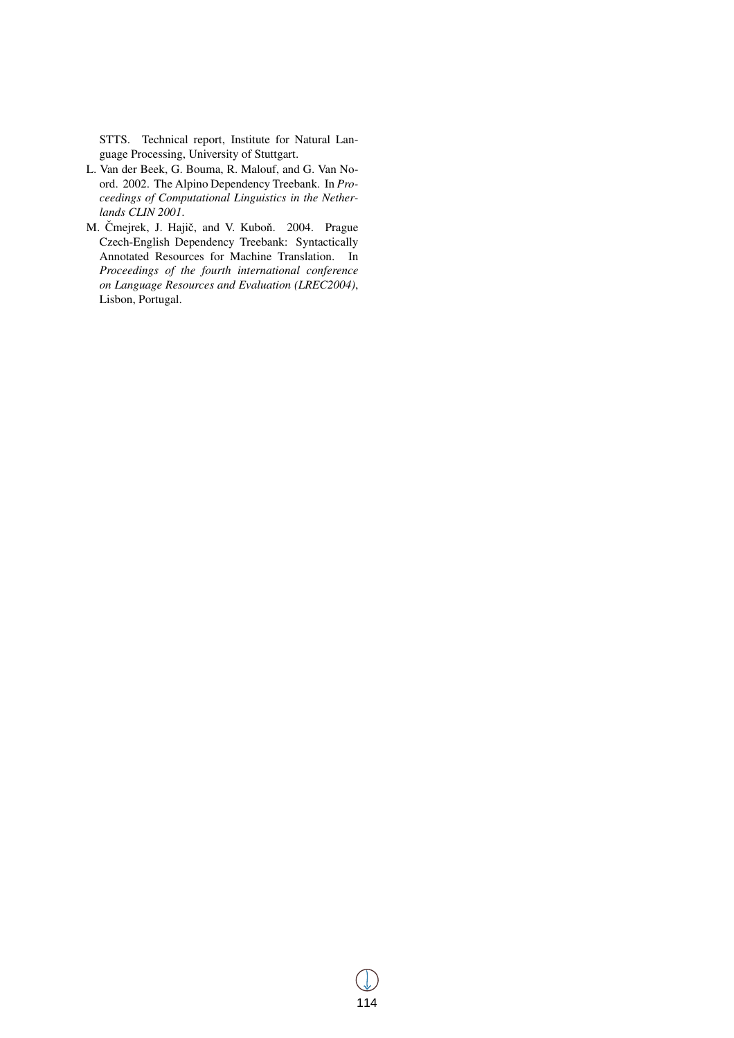STTS. Technical report, Institute for Natural Language Processing, University of Stuttgart.

L. Van der Beek, G. Bouma, R. Malouf, and G. Van Noord. 2002. The Alpino Dependency Treebank. In *Proceedings of Computational Linguistics in the Netherlands CLIN 2001*.

M. Čmejrek, J. Hajič, and V. Kuboň. 2004. Prague Czech-English Dependency Treebank: Syntactically Annotated Resources for Machine Translation. In *Proceedings of the fourth international conference on Language Resources and Evaluation (LREC2004)*, Lisbon, Portugal.